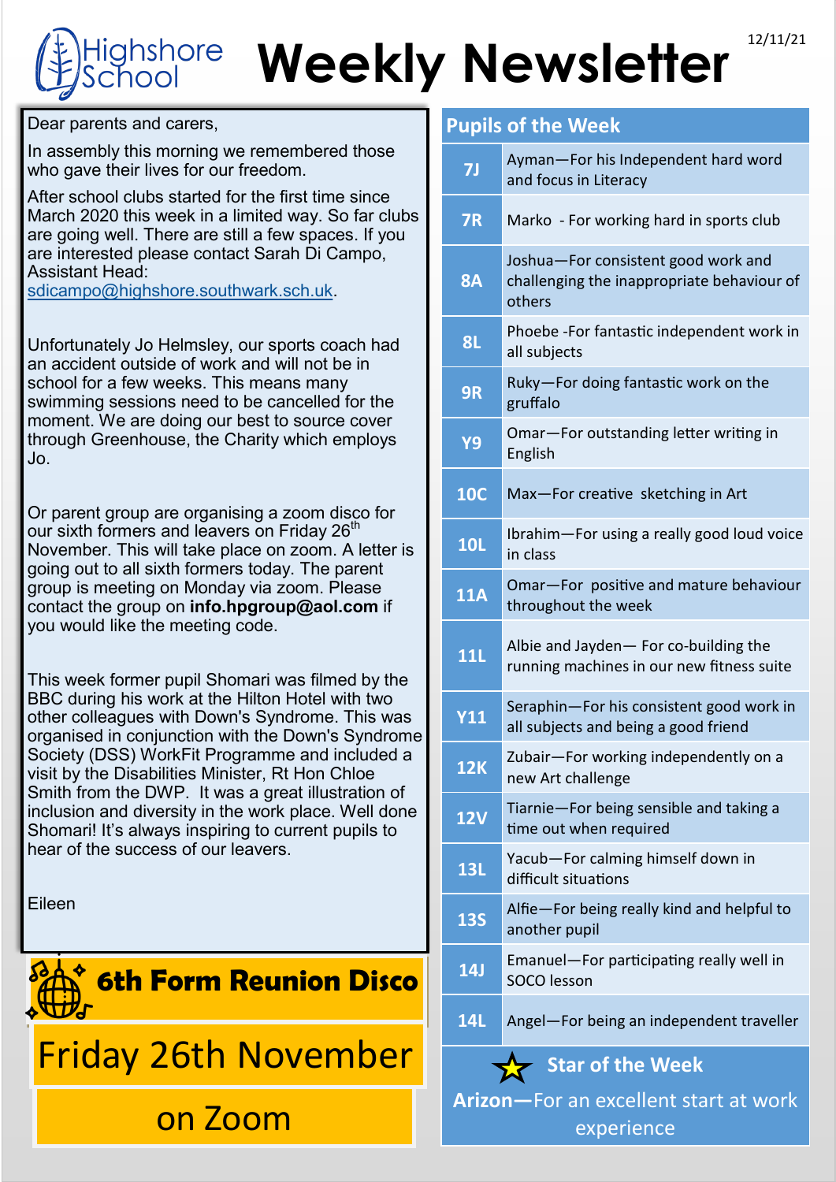# Highshore School Weekly Newsletter

12/11/21

Dear parents and carers,

In assembly this morning we remembered those who gave their lives for our freedom.

After school clubs started for the first time since March 2020 this week in a limited way. So far clubs are going well. There are still a few spaces. If you are interested please contact Sarah Di Campo, Assistant Head: sdicampo@highshore.southwark.sch.uk.

Unfortunately Jo Helmsley, our sports coach had an accident outside of work and will not be in school for a few weeks. This means many swimming sessions need to be cancelled for the moment. We are doing our best to source cover through Greenhouse, the Charity which employs Jo.

Or parent group are organising a zoom disco for our sixth formers and leavers on Friday 26th November. This will take place on zoom. A letter is going out to all sixth formers today. The parent group is meeting on Monday via zoom. Please contact the group on **info.hpgroup@aol.com** if you would like the meeting code.

This week former pupil Shomari was filmed by the BBC during his work at the Hilton Hotel with two other colleagues with Down's Syndrome. This was organised in conjunction with the Down's Syndrome Society (DSS) WorkFit Programme and included a visit by the Disabilities Minister, Rt Hon Chloe Smith from the DWP. It was a great illustration of inclusion and diversity in the work place. Well done Shomari! It's always inspiring to current pupils to hear of the success of our leavers.

Eileen

**6th Form Reunion Disco**

Friday 26th November

on Zoom

## Pupils of the Week

| Class | Pupil |
|---|---|
| 7J | Ayman—For his Independent hard word and focus in Literacy |
| 7R | Marko - For working hard in sports club |
| 8A | Joshua—For consistent good work and challenging the inappropriate behaviour of others |
| 8L | Phoebe -For fantastic independent work in all subjects |
| 9R | Ruky—For doing fantastic work on the gruffalo |
| Y9 | Omar—For outstanding letter writing in English |
| 10C | Max—For creative sketching in Art |
| 10L | Ibrahim—For using a really good loud voice in class |
| 11A | Omar—For positive and mature behaviour throughout the week |
| 11L | Albie and Jayden— For co-building the running machines in our new fitness suite |
| Y11 | Seraphin—For his consistent good work in all subjects and being a good friend |
| 12K | Zubair—For working independently on a new Art challenge |
| 12V | Tiarnie—For being sensible and taking a time out when required |
| 13L | Yacub—For calming himself down in difficult situations |
| 13S | Alfie—For being really kind and helpful to another pupil |
| 14J | Emanuel—For participating really well in SOCO lesson |
| 14L | Angel—For being an independent traveller |

### Star of the Week

**Arizon—**For an excellent start at work experience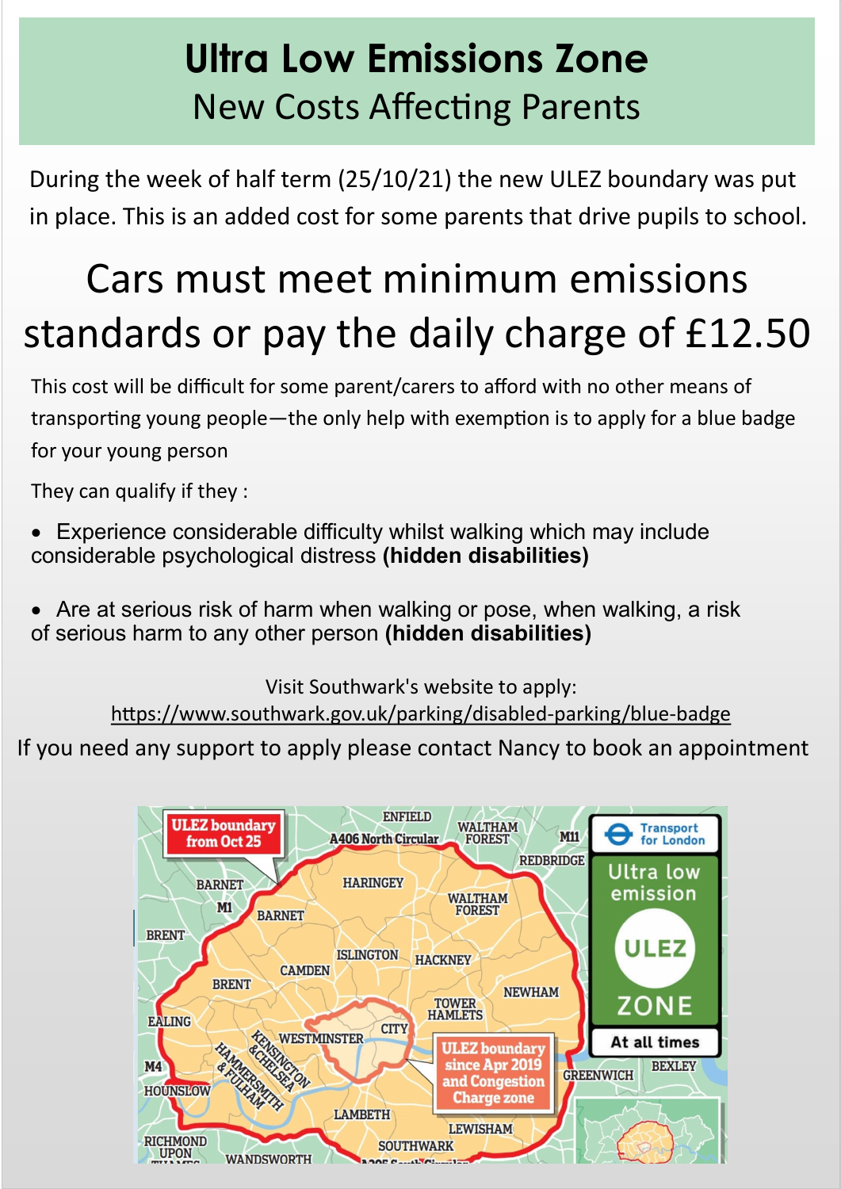# Ultra Low Emissions Zone

## New Costs Affecting Parents

During the week of half term (25/10/21) the new ULEZ boundary was put in place. This is an added cost for some parents that drive pupils to school.

## Cars must meet minimum emissions standards or pay the daily charge of £12.50

This cost will be difficult for some parent/carers to afford with no other means of transporting young people—the only help with exemption is to apply for a blue badge for your young person

They can qualify if they :

- Experience considerable difficulty whilst walking which may include considerable psychological distress **(hidden disabilities)**
- Are at serious risk of harm when walking or pose, when walking, a risk of serious harm to any other person **(hidden disabilities)**

Visit Southwark's website to apply:
https://www.southwark.gov.uk/parking/disabled-parking/blue-badge

If you need any support to apply please contact Nancy to book an appointment

ULEZ boundary from Oct 25

ULEZ boundary since Apr 2019 and Congestion Charge zone

Transport for London

Ultra low emission ULEZ ZONE

At all times

ENFIELD
A406 North Circular
WALTHAM FOREST
M11
REDBRIDGE
BARNET
M1
HARINGEY
BARNET
WALTHAM FOREST
BRENT
ISLINGTON
HACKNEY
CAMDEN
BRENT
NEWHAM
TOWER HAMLETS
EALING
CITY
WESTMINSTER
KENSINGTON & CHELSEA
HAMMERSMITH & FULHAM
M4
HOUNSLOW
GREENWICH
BEXLEY
LAMBETH
LEWISHAM
RICHMOND UPON THAMES
SOUTHWARK
WANDSWORTH